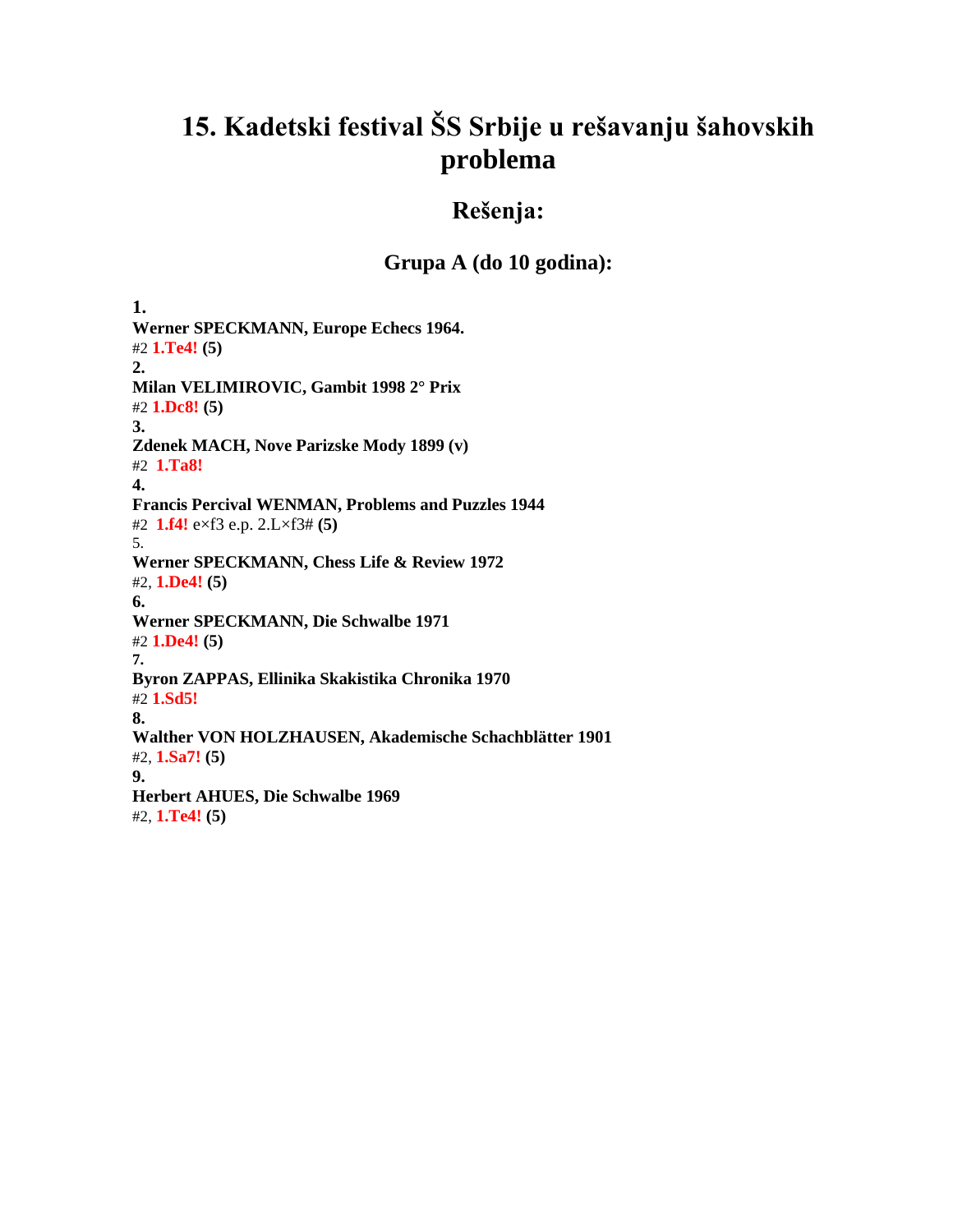# 15. Kadetski festival ŠS Srbije u rešavanju šahovskih problema

## Rešenja:

### Grupa A (do 10 godina):

**1.**
**Werner SPECKMANN, Europe Echecs 1964.**
#2 **1.Te4!** **(5)**

**2.**
**Milan VELIMIROVIC, Gambit 1998 2° Prix**
#2 **1.Dc8!** **(5)**

**3.**
**Zdenek MACH, Nove Parizske Mody 1899 (v)**
#2 **1.Ta8!**

**4.**
**Francis Percival WENMAN, Problems and Puzzles 1944**
#2 **1.f4!** e×f3 e.p. 2.L×f3# **(5)**

5.
**Werner SPECKMANN, Chess Life & Review 1972**
#2, **1.De4!** **(5)**

**6.**
**Werner SPECKMANN, Die Schwalbe 1971**
#2 **1.De4!** **(5)**

**7.**
**Byron ZAPPAS, Ellinika Skakistika Chronika 1970**
#2 **1.Sd5!**

**8.**
**Walther VON HOLZHAUSEN, Akademische Schachblätter 1901**
#2, **1.Sa7!** **(5)**

**9.**
**Herbert AHUES, Die Schwalbe 1969**
#2, **1.Te4!** **(5)**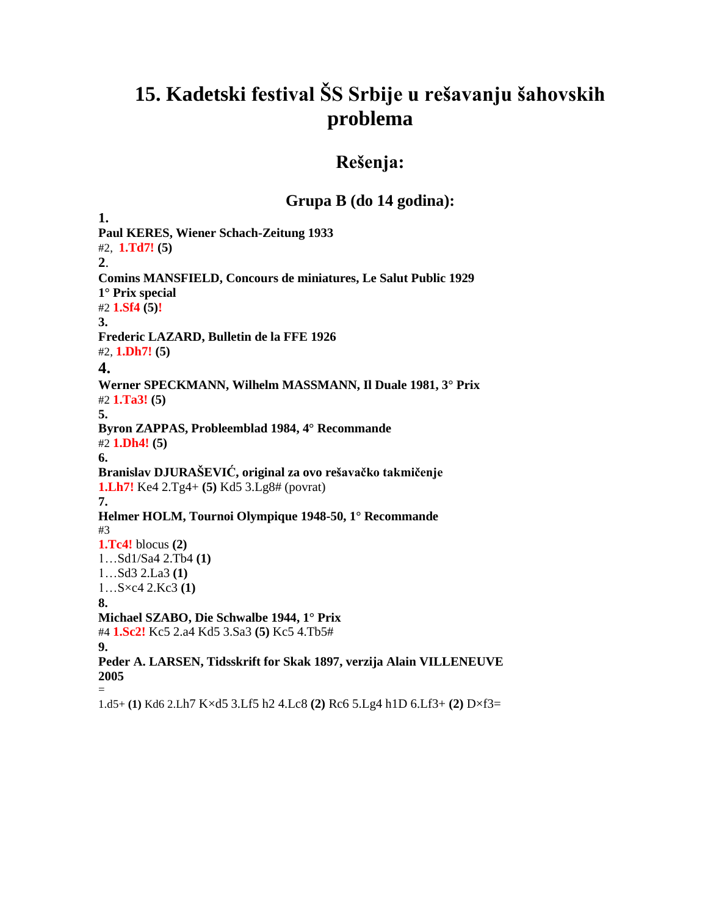# 15. Kadetski festival ŠS Srbije u rešavanju šahovskih problema

## Rešenja:

### Grupa B (do 14 godina):

**1.**
**Paul KERES, Wiener Schach-Zeitung 1933**
#2, **1.Td7!** **(5)**

**2**.
**Comins MANSFIELD, Concours de miniatures, Le Salut Public 1929**
**1° Prix special**
#2 **1.Sf4** **(5)!**

**3.**
**Frederic LAZARD, Bulletin de la FFE 1926**
#2, **1.Dh7!** **(5)**

**4.**
**Werner SPECKMANN, Wilhelm MASSMANN, Il Duale 1981, 3° Prix**
#2 **1.Ta3!** **(5)**

**5.**
**Byron ZAPPAS, Probleemblad 1984, 4° Recommande**
#2 **1.Dh4!** **(5)**

**6.**
**Branislav DJURAŠEVIĆ, original za ovo rešavačko takmičenje**
**1.Lh7!** Ke4 2.Tg4+ **(5)** Kd5 3.Lg8# (povrat)

**7.**
**Helmer HOLM, Tournoi Olympique 1948-50, 1° Recommande**
#3
**1.Tc4!** blocus **(2)**
1…Sd1/Sa4 2.Tb4 **(1)**
1…Sd3 2.La3 **(1)**
1…S×c4 2.Kc3 **(1)**

**8.**
**Michael SZABO, Die Schwalbe 1944, 1° Prix**
#4 **1.Sc2!** Kc5 2.a4 Kd5 3.Sa3 **(5)** Kc5 4.Tb5#

**9.**
**Peder A. LARSEN, Tidsskrift for Skak 1897, verzija Alain VILLENEUVE 2005**
=
1.d5+ **(1)** Kd6 2.Lh7 K×d5 3.Lf5 h2 4.Lc8 **(2)** Rc6 5.Lg4 h1D 6.Lf3+ **(2)** D×f3=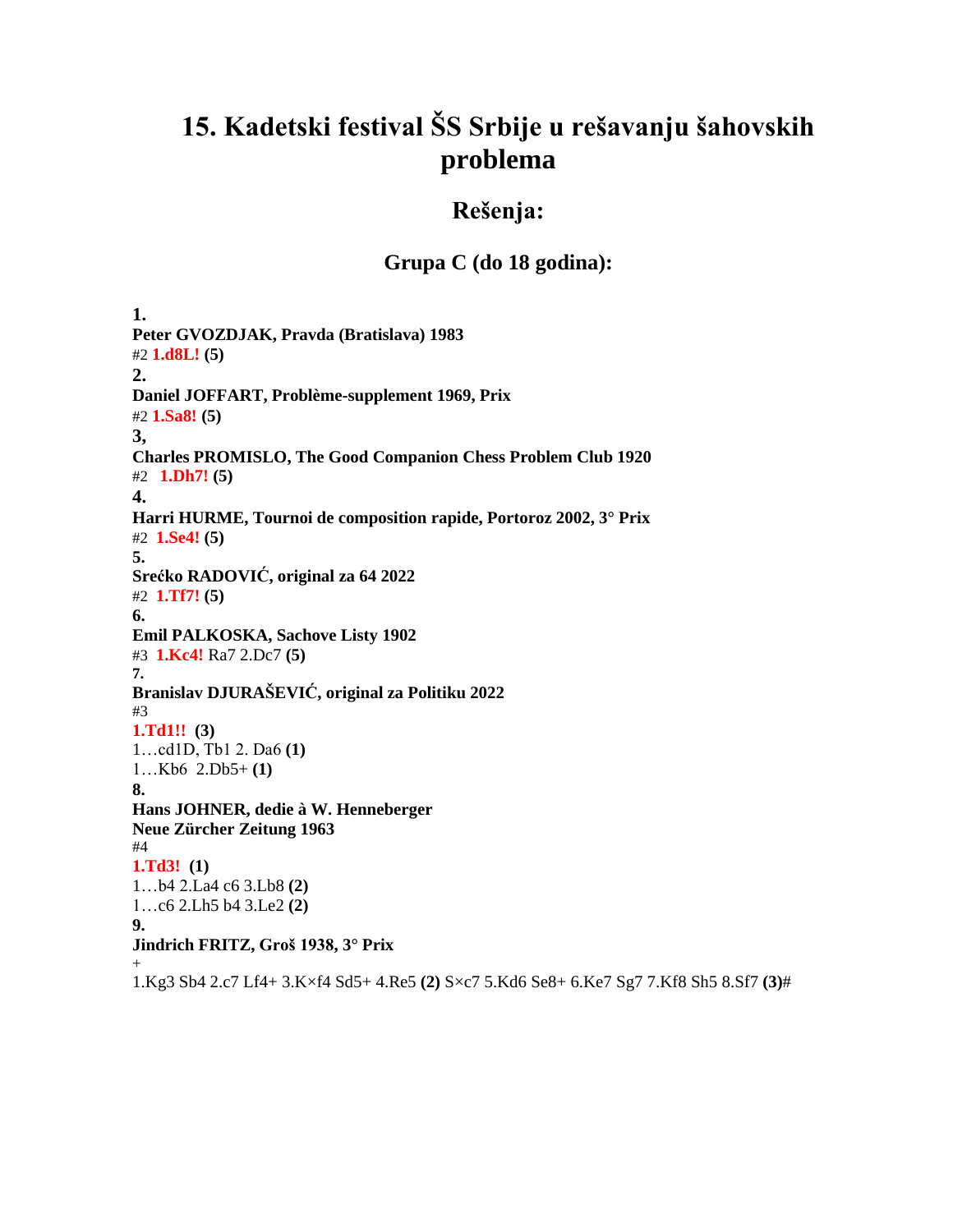# 15. Kadetski festival ŠS Srbije u rešavanju šahovskih problema

## Rešenja:

### Grupa C (do 18 godina):

**1.**
**Peter GVOZDJAK, Pravda (Bratislava) 1983**
#2 **1.d8L!** **(5)**

**2.**
**Daniel JOFFART, Problème-supplement 1969, Prix**
#2 **1.Sa8!** **(5)**

**3,**
**Charles PROMISLO, The Good Companion Chess Problem Club 1920**
#2 **1.Dh7!** **(5)**

**4.**
**Harri HURME, Tournoi de composition rapide, Portoroz 2002, 3° Prix**
#2 **1.Se4!** **(5)**

**5.**
**Srećko RADOVIĆ, original za 64 2022**
#2 **1.Tf7!** **(5)**

**6.**
**Emil PALKOSKA, Sachove Listy 1902**
#3 **1.Kc4!** Ra7 2.Dc7 **(5)**

**7.**
**Branislav DJURAŠEVIĆ, original za Politiku 2022**
#3
**1.Td1!!** **(3)**
1…cd1D, Tb1 2. Da6 **(1)**
1…Kb6 2.Db5+ **(1)**

**8.**
**Hans JOHNER, dedie à W. Henneberger**
**Neue Zürcher Zeitung 1963**
#4
**1.Td3!** **(1)**
1…b4 2.La4 c6 3.Lb8 **(2)**
1…c6 2.Lh5 b4 3.Le2 **(2)**

**9.**
**Jindrich FRITZ, Groš 1938, 3° Prix**
+
1.Kg3 Sb4 2.c7 Lf4+ 3.K×f4 Sd5+ 4.Re5 **(2)** S×c7 5.Kd6 Se8+ 6.Ke7 Sg7 7.Kf8 Sh5 8.Sf7 **(3)**#